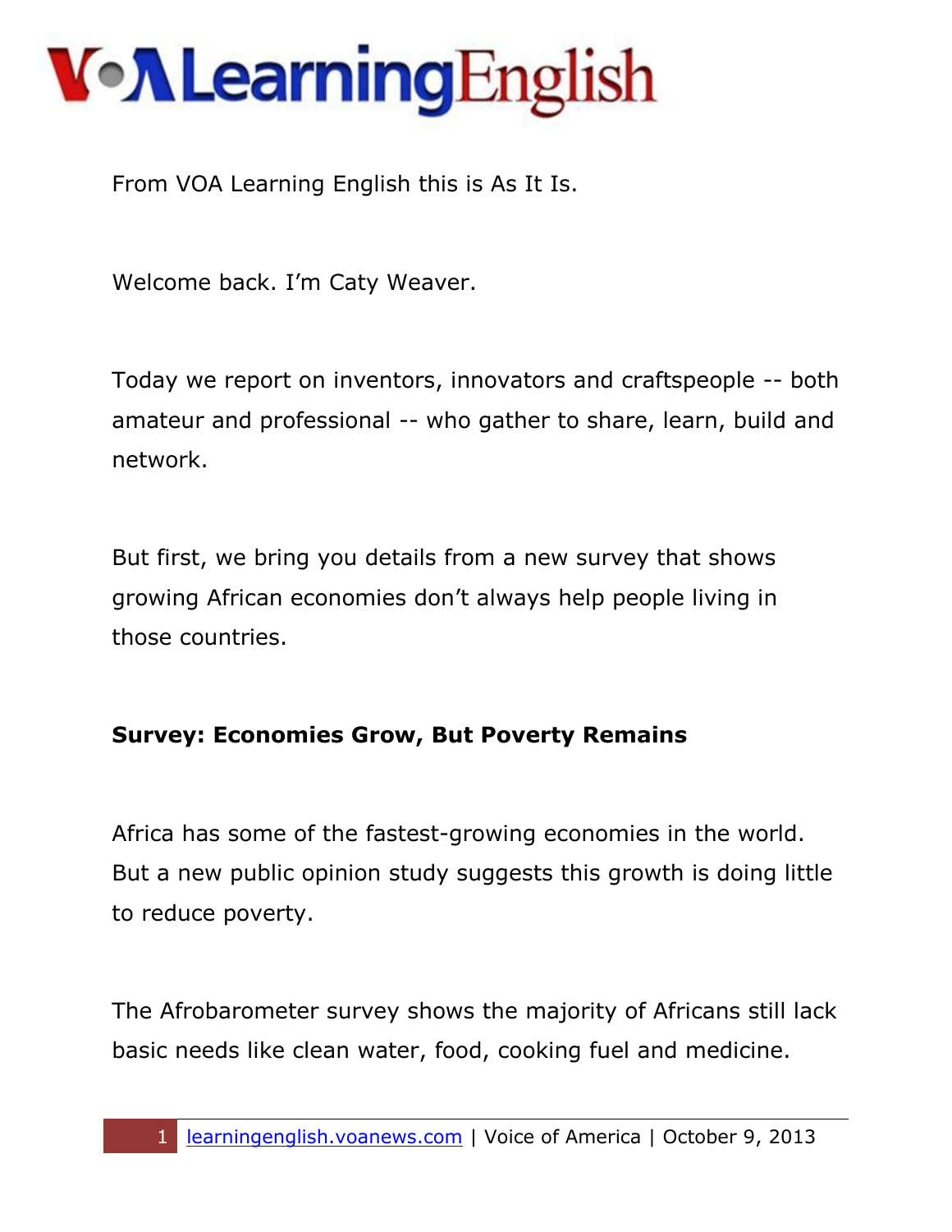From VOA Learning English this is As It Is.

Welcome back. I'm Caty Weaver.

Today we report on inventors, innovators and craftspeople -- both amateur and professional -- who gather to share, learn, build and network.

But first, we bring you details from a new survey that shows growing African economies don't always help people living in those countries.

**Survey: Economies Grow, But Poverty Remains**

Africa has some of the fastest-growing economies in the world. But a new public opinion study suggests this growth is doing little to reduce poverty.

The Afrobarometer survey shows the majority of Africans still lack basic needs like clean water, food, cooking fuel and medicine.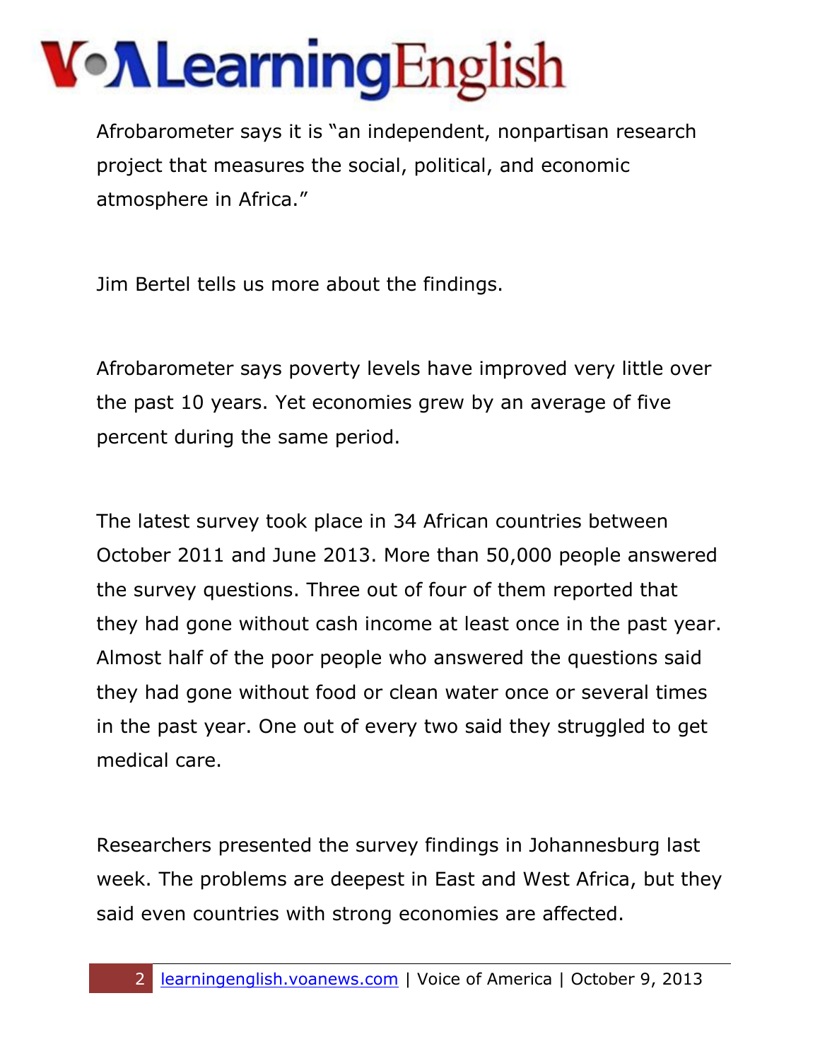Afrobarometer says it is "an independent, nonpartisan research project that measures the social, political, and economic atmosphere in Africa."

Jim Bertel tells us more about the findings.

Afrobarometer says poverty levels have improved very little over the past 10 years. Yet economies grew by an average of five percent during the same period.

The latest survey took place in 34 African countries between October 2011 and June 2013. More than 50,000 people answered the survey questions. Three out of four of them reported that they had gone without cash income at least once in the past year. Almost half of the poor people who answered the questions said they had gone without food or clean water once or several times in the past year. One out of every two said they struggled to get medical care.

Researchers presented the survey findings in Johannesburg last week. The problems are deepest in East and West Africa, but they said even countries with strong economies are affected.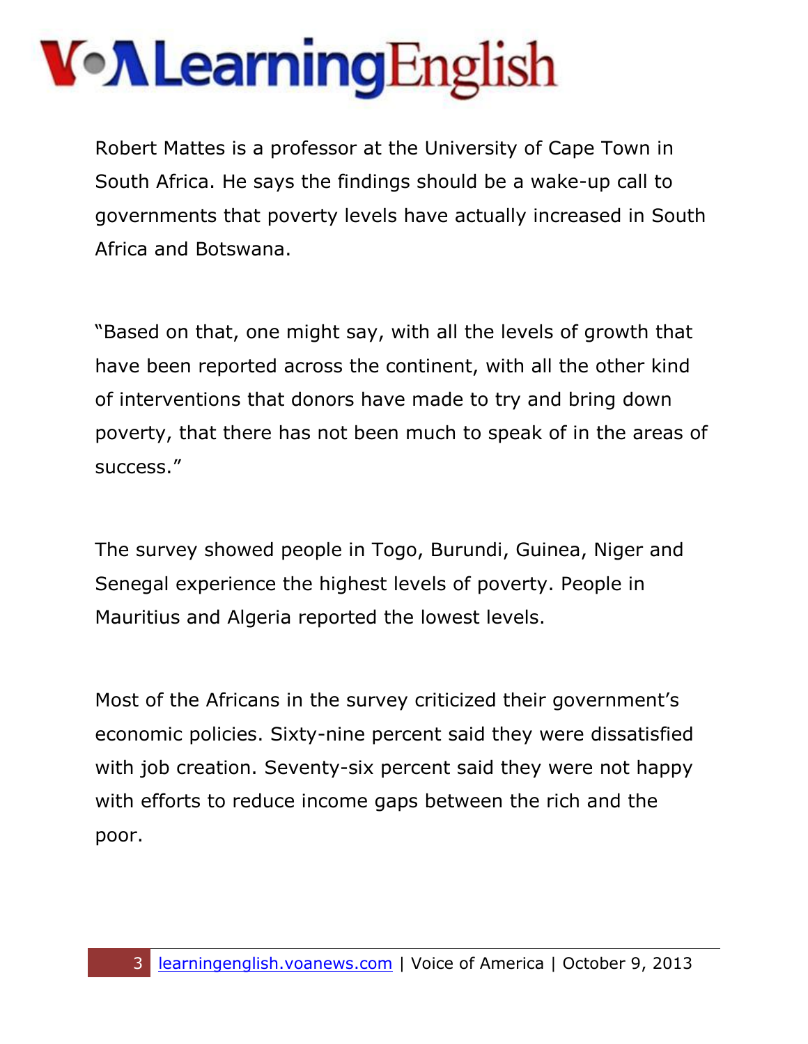Robert Mattes is a professor at the University of Cape Town in South Africa. He says the findings should be a wake-up call to governments that poverty levels have actually increased in South Africa and Botswana.

"Based on that, one might say, with all the levels of growth that have been reported across the continent, with all the other kind of interventions that donors have made to try and bring down poverty, that there has not been much to speak of in the areas of success."

The survey showed people in Togo, Burundi, Guinea, Niger and Senegal experience the highest levels of poverty. People in Mauritius and Algeria reported the lowest levels.

Most of the Africans in the survey criticized their government's economic policies. Sixty-nine percent said they were dissatisfied with job creation. Seventy-six percent said they were not happy with efforts to reduce income gaps between the rich and the poor.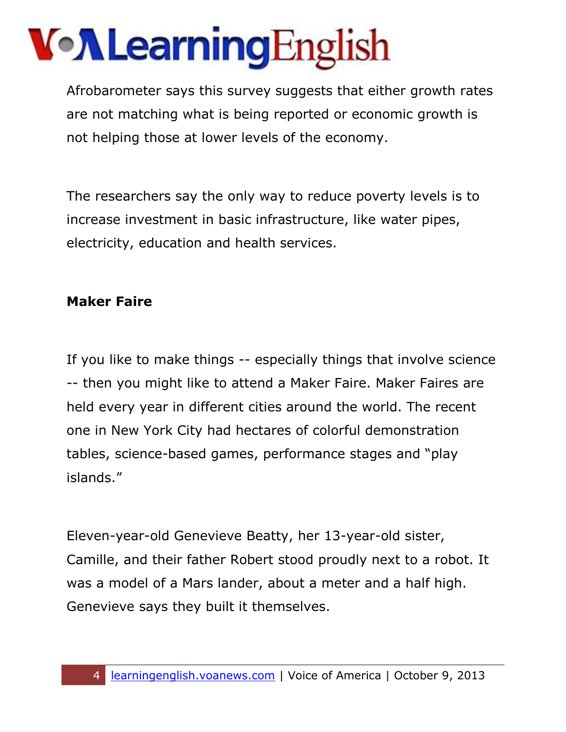Afrobarometer says this survey suggests that either growth rates are not matching what is being reported or economic growth is not helping those at lower levels of the economy.

The researchers say the only way to reduce poverty levels is to increase investment in basic infrastructure, like water pipes, electricity, education and health services.

**Maker Faire**

If you like to make things -- especially things that involve science -- then you might like to attend a Maker Faire. Maker Faires are held every year in different cities around the world. The recent one in New York City had hectares of colorful demonstration tables, science-based games, performance stages and "play islands."

Eleven-year-old Genevieve Beatty, her 13-year-old sister, Camille, and their father Robert stood proudly next to a robot. It was a model of a Mars lander, about a meter and a half high. Genevieve says they built it themselves.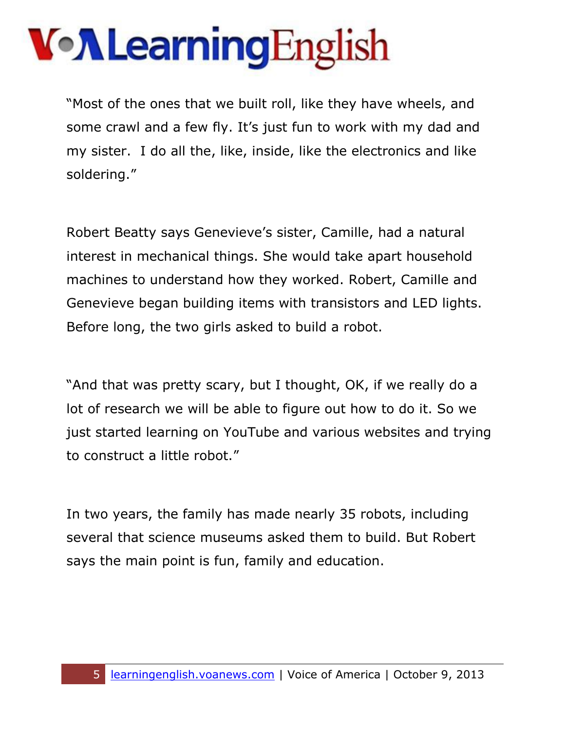"Most of the ones that we built roll, like they have wheels, and some crawl and a few fly. It's just fun to work with my dad and my sister. I do all the, like, inside, like the electronics and like soldering."

Robert Beatty says Genevieve's sister, Camille, had a natural interest in mechanical things. She would take apart household machines to understand how they worked. Robert, Camille and Genevieve began building items with transistors and LED lights. Before long, the two girls asked to build a robot.

"And that was pretty scary, but I thought, OK, if we really do a lot of research we will be able to figure out how to do it. So we just started learning on YouTube and various websites and trying to construct a little robot."

In two years, the family has made nearly 35 robots, including several that science museums asked them to build. But Robert says the main point is fun, family and education.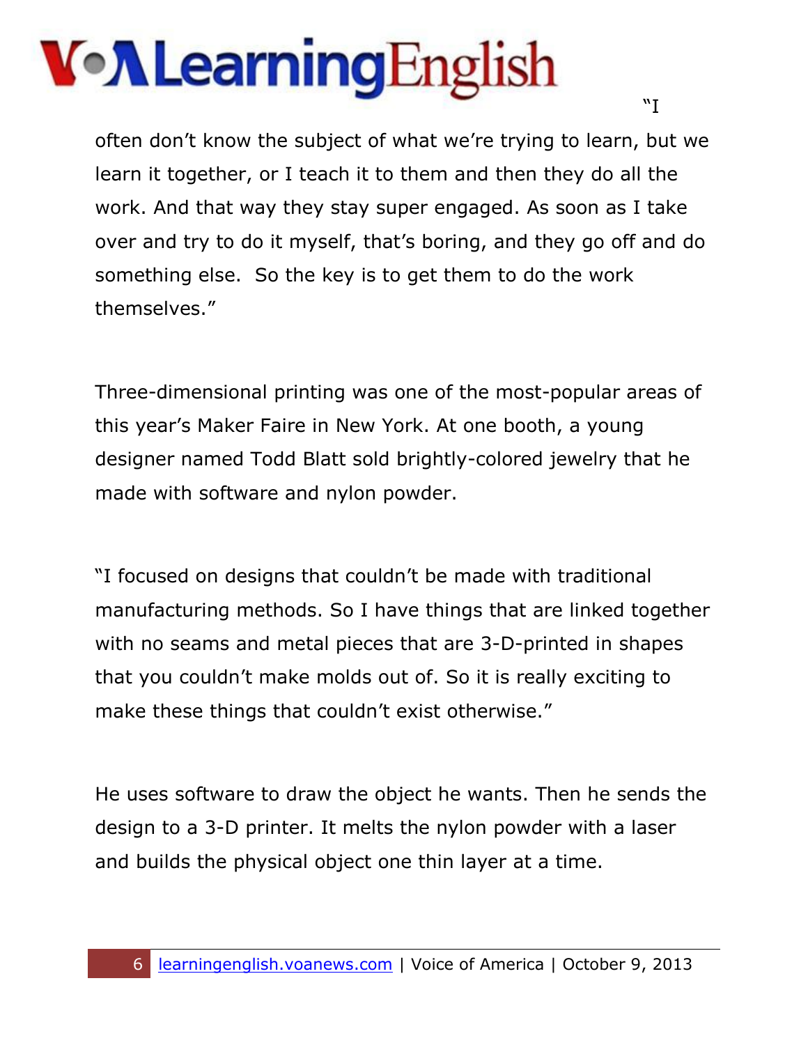"I often don't know the subject of what we're trying to learn, but we learn it together, or I teach it to them and then they do all the work. And that way they stay super engaged. As soon as I take over and try to do it myself, that's boring, and they go off and do something else.  So the key is to get them to do the work themselves."

Three-dimensional printing was one of the most-popular areas of this year's Maker Faire in New York. At one booth, a young designer named Todd Blatt sold brightly-colored jewelry that he made with software and nylon powder.

"I focused on designs that couldn't be made with traditional manufacturing methods. So I have things that are linked together with no seams and metal pieces that are 3-D-printed in shapes that you couldn't make molds out of. So it is really exciting to make these things that couldn't exist otherwise."

He uses software to draw the object he wants. Then he sends the design to a 3-D printer. It melts the nylon powder with a laser and builds the physical object one thin layer at a time.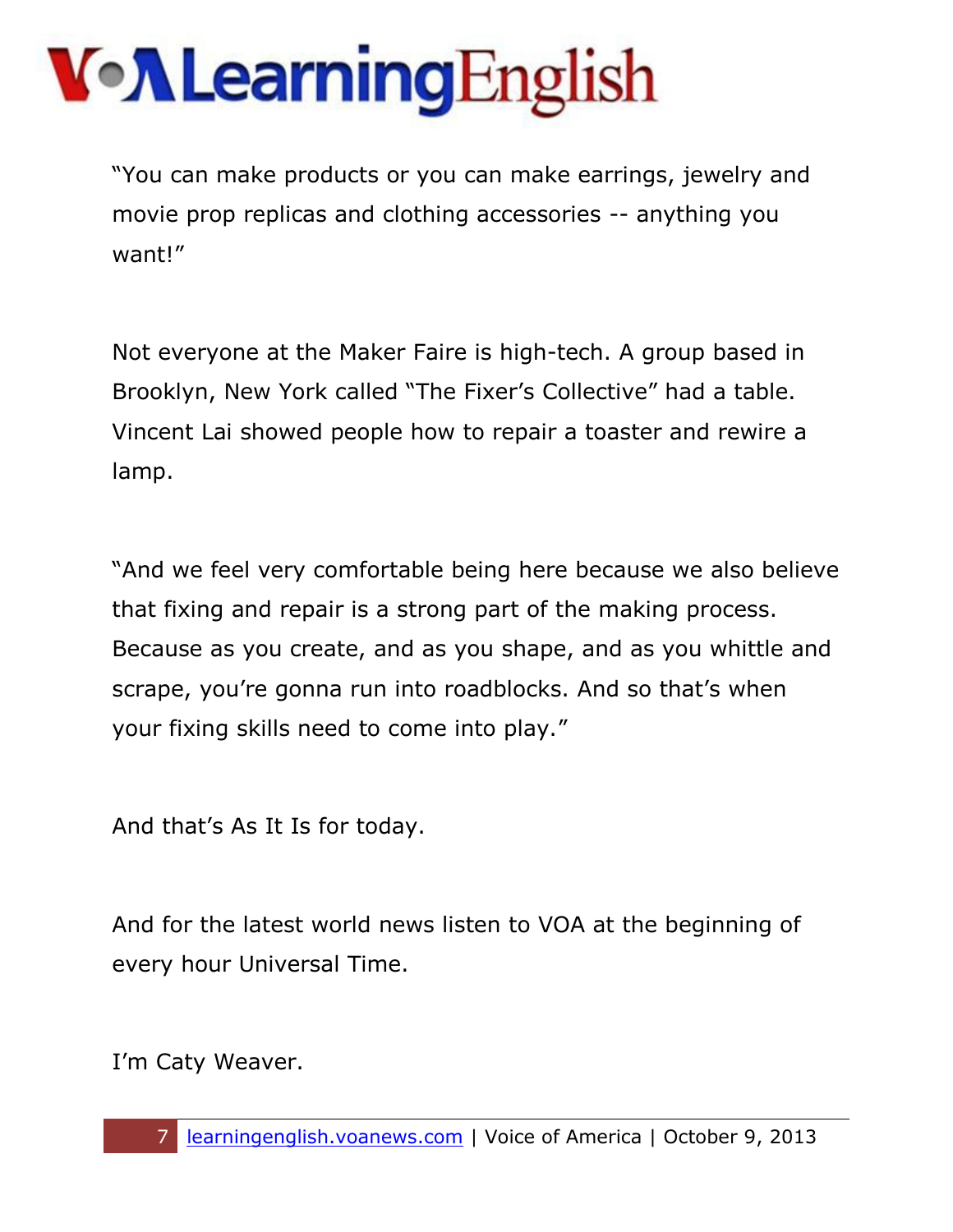"You can make products or you can make earrings, jewelry and movie prop replicas and clothing accessories -- anything you want!"

Not everyone at the Maker Faire is high-tech. A group based in Brooklyn, New York called "The Fixer's Collective" had a table. Vincent Lai showed people how to repair a toaster and rewire a lamp.

"And we feel very comfortable being here because we also believe that fixing and repair is a strong part of the making process. Because as you create, and as you shape, and as you whittle and scrape, you're gonna run into roadblocks. And so that's when your fixing skills need to come into play."

And that's As It Is for today.

And for the latest world news listen to VOA at the beginning of every hour Universal Time.

I'm Caty Weaver.